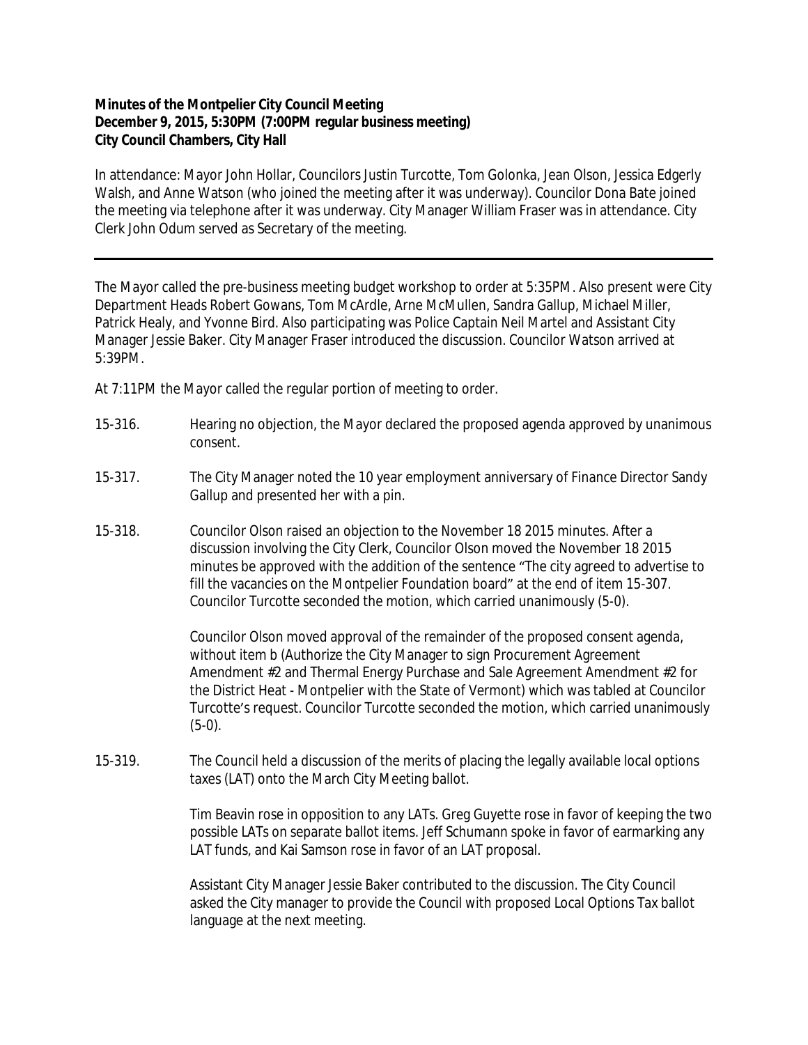**Minutes of the Montpelier City Council Meeting**
**December 9, 2015, 5:30PM (7:00PM regular business meeting)**
**City Council Chambers, City Hall**

In attendance: Mayor John Hollar, Councilors Justin Turcotte, Tom Golonka, Jean Olson, Jessica Edgerly Walsh, and Anne Watson (who joined the meeting after it was underway). Councilor Dona Bate joined the meeting via telephone after it was underway. City Manager William Fraser was in attendance. City Clerk John Odum served as Secretary of the meeting.

---

The Mayor called the pre-business meeting budget workshop to order at 5:35PM. Also present were City Department Heads Robert Gowans, Tom McArdle, Arne McMullen, Sandra Gallup, Michael Miller, Patrick Healy, and Yvonne Bird. Also participating was Police Captain Neil Martel and Assistant City Manager Jessie Baker. City Manager Fraser introduced the discussion. Councilor Watson arrived at 5:39PM.

At 7:11PM the Mayor called the regular portion of meeting to order.

15-316. Hearing no objection, the Mayor declared the proposed agenda approved by unanimous consent.

15-317. The City Manager noted the 10 year employment anniversary of Finance Director Sandy Gallup and presented her with a pin.

15-318. Councilor Olson raised an objection to the November 18 2015 minutes. After a discussion involving the City Clerk, Councilor Olson moved the November 18 2015 minutes be approved with the addition of the sentence "The city agreed to advertise to fill the vacancies on the Montpelier Foundation board" at the end of item 15-307. Councilor Turcotte seconded the motion, which carried unanimously (5-0).

Councilor Olson moved approval of the remainder of the proposed consent agenda, without item b (Authorize the City Manager to sign Procurement Agreement Amendment #2 and Thermal Energy Purchase and Sale Agreement Amendment #2 for the District Heat - Montpelier with the State of Vermont) which was tabled at Councilor Turcotte's request. Councilor Turcotte seconded the motion, which carried unanimously (5-0).

15-319. The Council held a discussion of the merits of placing the legally available local options taxes (LAT) onto the March City Meeting ballot.

Tim Beavin rose in opposition to any LATs. Greg Guyette rose in favor of keeping the two possible LATs on separate ballot items. Jeff Schumann spoke in favor of earmarking any LAT funds, and Kai Samson rose in favor of an LAT proposal.

Assistant City Manager Jessie Baker contributed to the discussion. The City Council asked the City manager to provide the Council with proposed Local Options Tax ballot language at the next meeting.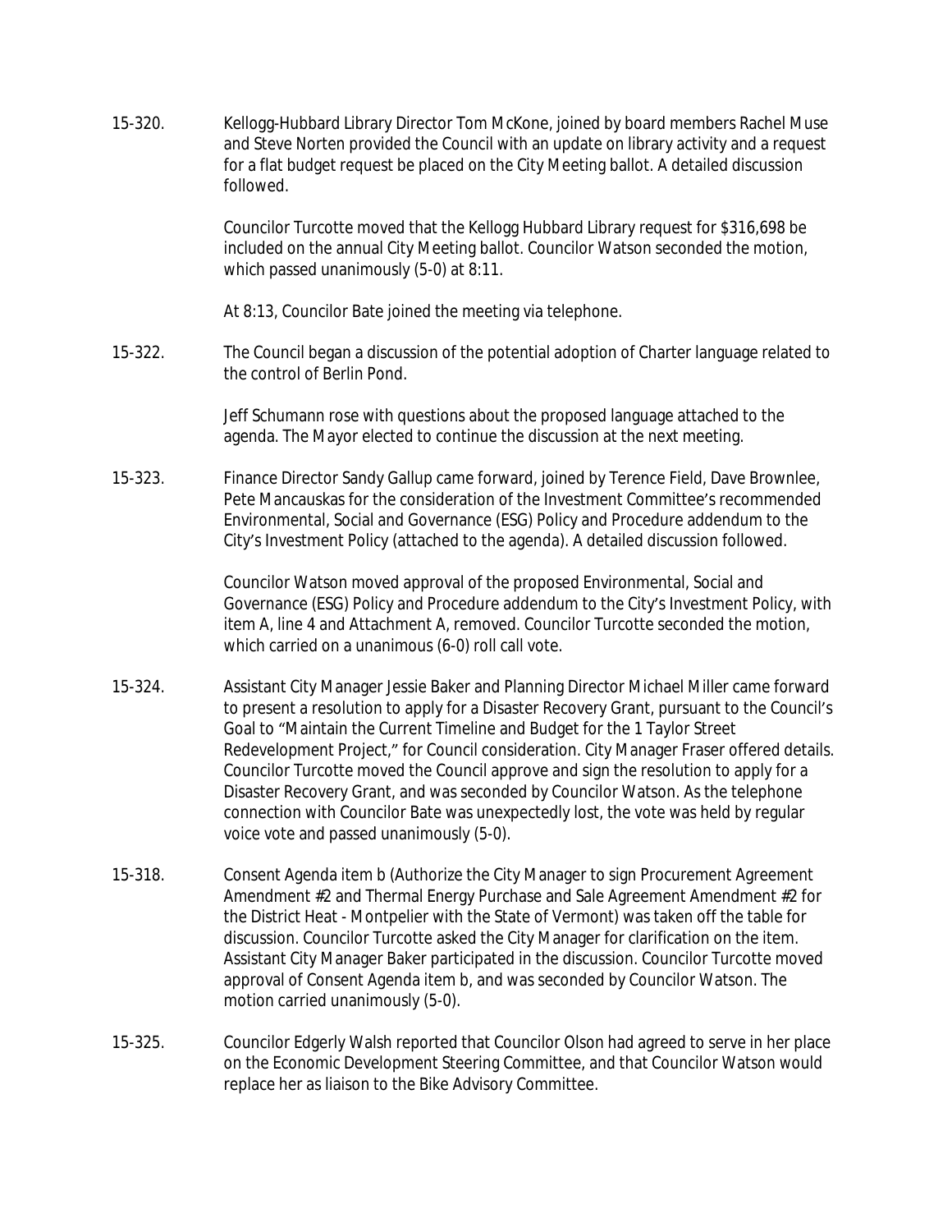15-320. Kellogg-Hubbard Library Director Tom McKone, joined by board members Rachel Muse and Steve Norten provided the Council with an update on library activity and a request for a flat budget request be placed on the City Meeting ballot. A detailed discussion followed.

Councilor Turcotte moved that the Kellogg Hubbard Library request for $316,698 be included on the annual City Meeting ballot. Councilor Watson seconded the motion, which passed unanimously (5-0) at 8:11.

At 8:13, Councilor Bate joined the meeting via telephone.

15-322. The Council began a discussion of the potential adoption of Charter language related to the control of Berlin Pond.

Jeff Schumann rose with questions about the proposed language attached to the agenda. The Mayor elected to continue the discussion at the next meeting.

15-323. Finance Director Sandy Gallup came forward, joined by Terence Field, Dave Brownlee, Pete Mancauskas for the consideration of the Investment Committee's recommended Environmental, Social and Governance (ESG) Policy and Procedure addendum to the City's Investment Policy (attached to the agenda). A detailed discussion followed.

Councilor Watson moved approval of the proposed Environmental, Social and Governance (ESG) Policy and Procedure addendum to the City's Investment Policy, with item A, line 4 and Attachment A, removed. Councilor Turcotte seconded the motion, which carried on a unanimous (6-0) roll call vote.

15-324. Assistant City Manager Jessie Baker and Planning Director Michael Miller came forward to present a resolution to apply for a Disaster Recovery Grant, pursuant to the Council's Goal to "Maintain the Current Timeline and Budget for the 1 Taylor Street Redevelopment Project," for Council consideration. City Manager Fraser offered details. Councilor Turcotte moved the Council approve and sign the resolution to apply for a Disaster Recovery Grant, and was seconded by Councilor Watson. As the telephone connection with Councilor Bate was unexpectedly lost, the vote was held by regular voice vote and passed unanimously (5-0).

15-318. Consent Agenda item b (Authorize the City Manager to sign Procurement Agreement Amendment #2 and Thermal Energy Purchase and Sale Agreement Amendment #2 for the District Heat - Montpelier with the State of Vermont) was taken off the table for discussion. Councilor Turcotte asked the City Manager for clarification on the item. Assistant City Manager Baker participated in the discussion. Councilor Turcotte moved approval of Consent Agenda item b, and was seconded by Councilor Watson. The motion carried unanimously (5-0).

15-325. Councilor Edgerly Walsh reported that Councilor Olson had agreed to serve in her place on the Economic Development Steering Committee, and that Councilor Watson would replace her as liaison to the Bike Advisory Committee.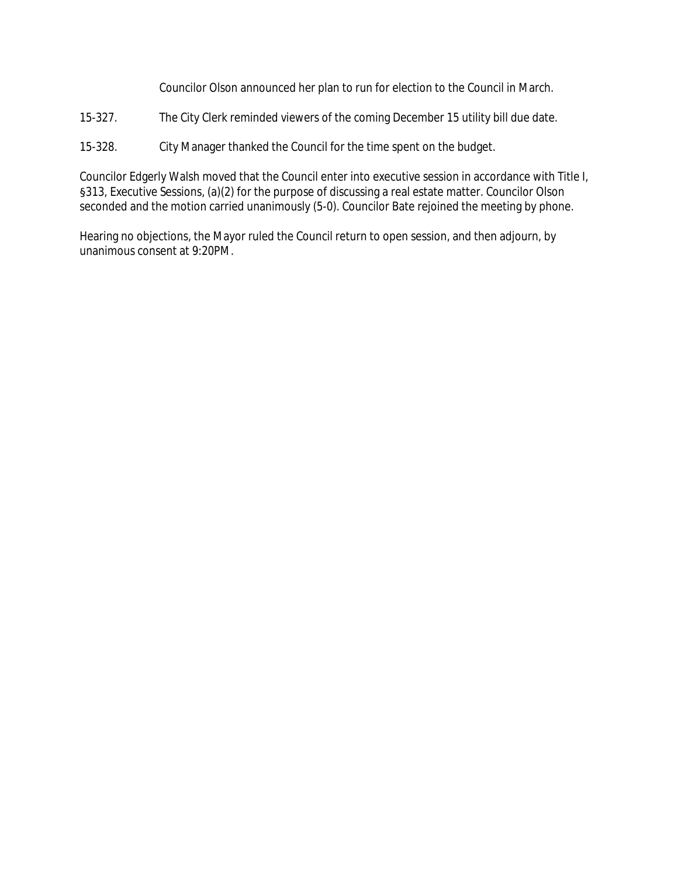Councilor Olson announced her plan to run for election to the Council in March.

15-327. The City Clerk reminded viewers of the coming December 15 utility bill due date.

15-328. City Manager thanked the Council for the time spent on the budget.

Councilor Edgerly Walsh moved that the Council enter into executive session in accordance with Title I, §313, Executive Sessions, (a)(2) for the purpose of discussing a real estate matter. Councilor Olson seconded and the motion carried unanimously (5-0). Councilor Bate rejoined the meeting by phone.

Hearing no objections, the Mayor ruled the Council return to open session, and then adjourn, by unanimous consent at 9:20PM.